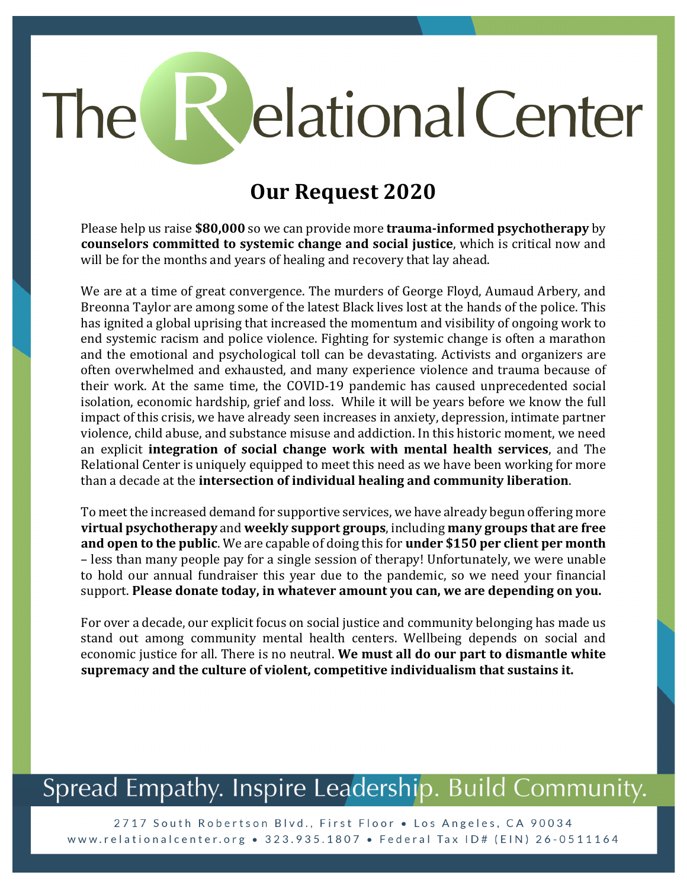# The Relational Center

## Our Request 2020

Please help us raise **$80,000** so we can provide more **trauma-informed psychotherapy** by **counselors committed to systemic change and social justice**, which is critical now and will be for the months and years of healing and recovery that lay ahead.

We are at a time of great convergence. The murders of George Floyd, Aumaud Arbery, and Breonna Taylor are among some of the latest Black lives lost at the hands of the police. This has ignited a global uprising that increased the momentum and visibility of ongoing work to end systemic racism and police violence. Fighting for systemic change is often a marathon and the emotional and psychological toll can be devastating. Activists and organizers are often overwhelmed and exhausted, and many experience violence and trauma because of their work. At the same time, the COVID-19 pandemic has caused unprecedented social isolation, economic hardship, grief and loss. While it will be years before we know the full impact of this crisis, we have already seen increases in anxiety, depression, intimate partner violence, child abuse, and substance misuse and addiction. In this historic moment, we need an explicit **integration of social change work with mental health services**, and The Relational Center is uniquely equipped to meet this need as we have been working for more than a decade at the **intersection of individual healing and community liberation**.

To meet the increased demand for supportive services, we have already begun offering more **virtual psychotherapy** and **weekly support groups**, including **many groups that are free and open to the public**. We are capable of doing this for **under $150 per client per month** – less than many people pay for a single session of therapy! Unfortunately, we were unable to hold our annual fundraiser this year due to the pandemic, so we need your financial support. **Please donate today, in whatever amount you can, we are depending on you.**

For over a decade, our explicit focus on social justice and community belonging has made us stand out among community mental health centers. Wellbeing depends on social and economic justice for all. There is no neutral. **We must all do our part to dismantle white supremacy and the culture of violent, competitive individualism that sustains it.**

Spread Empathy. Inspire Leadership. Build Community.

2717 South Robertson Blvd., First Floor • Los Angeles, CA 90034
www.relationalcenter.org • 323.935.1807 • Federal Tax ID# (EIN) 26-0511164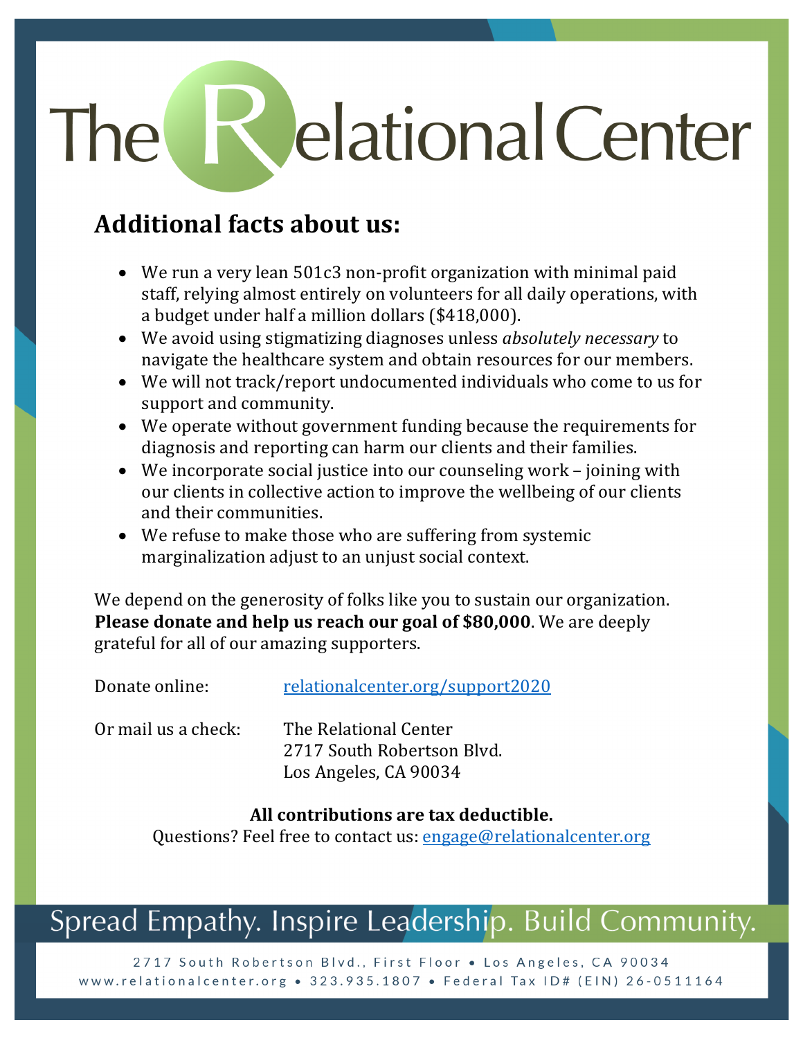# The Relational Center

## Additional facts about us:

- We run a very lean 501c3 non-profit organization with minimal paid staff, relying almost entirely on volunteers for all daily operations, with a budget under half a million dollars ($418,000).
- We avoid using stigmatizing diagnoses unless *absolutely necessary* to navigate the healthcare system and obtain resources for our members.
- We will not track/report undocumented individuals who come to us for support and community.
- We operate without government funding because the requirements for diagnosis and reporting can harm our clients and their families.
- We incorporate social justice into our counseling work – joining with our clients in collective action to improve the wellbeing of our clients and their communities.
- We refuse to make those who are suffering from systemic marginalization adjust to an unjust social context.

We depend on the generosity of folks like you to sustain our organization. **Please donate and help us reach our goal of $80,000**. We are deeply grateful for all of our amazing supporters.

Donate online: relationalcenter.org/support2020

Or mail us a check: The Relational Center
2717 South Robertson Blvd.
Los Angeles, CA 90034

**All contributions are tax deductible.**

Questions? Feel free to contact us: engage@relationalcenter.org

Spread Empathy. Inspire Leadership. Build Community.

2717 South Robertson Blvd., First Floor • Los Angeles, CA 90034
www.relationalcenter.org • 323.935.1807 • Federal Tax ID# (EIN) 26-0511164